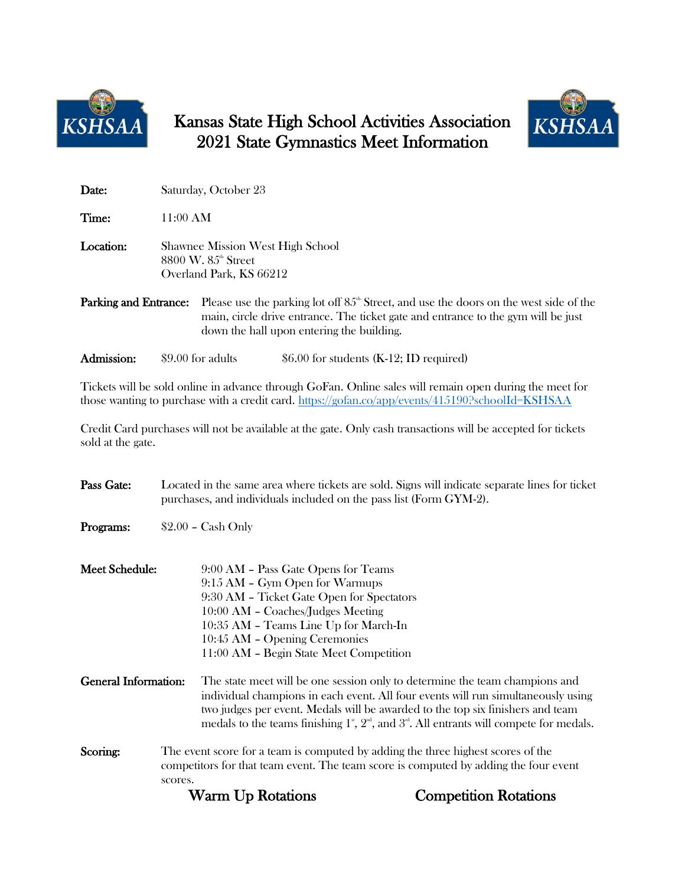# Kansas State High School Activities Association
# 2021 State Gymnastics Meet Information

**Date:** Saturday, October 23

**Time:** 11:00 AM

**Location:** Shawnee Mission West High School
8800 W. 85th Street
Overland Park, KS 66212

**Parking and Entrance:** Please use the parking lot off 85th Street, and use the doors on the west side of the main, circle drive entrance. The ticket gate and entrance to the gym will be just down the hall upon entering the building.

**Admission:** $9.00 for adults $6.00 for students (K-12; ID required)

Tickets will be sold online in advance through GoFan. Online sales will remain open during the meet for those wanting to purchase with a credit card. https://gofan.co/app/events/415190?schoolId=KSHSAA

Credit Card purchases will not be available at the gate. Only cash transactions will be accepted for tickets sold at the gate.

**Pass Gate:** Located in the same area where tickets are sold. Signs will indicate separate lines for ticket purchases, and individuals included on the pass list (Form GYM-2).

**Programs:** $2.00 – Cash Only

**Meet Schedule:**
9:00 AM – Pass Gate Opens for Teams
9:15 AM – Gym Open for Warmups
9:30 AM – Ticket Gate Open for Spectators
10:00 AM – Coaches/Judges Meeting
10:35 AM – Teams Line Up for March-In
10:45 AM – Opening Ceremonies
11:00 AM – Begin State Meet Competition

**General Information:** The state meet will be one session only to determine the team champions and individual champions in each event. All four events will run simultaneously using two judges per event. Medals will be awarded to the top six finishers and team medals to the teams finishing 1st, 2nd, and 3rd. All entrants will compete for medals.

**Scoring:** The event score for a team is computed by adding the three highest scores of the competitors for that team event. The team score is computed by adding the four event scores.

## Warm Up Rotations

## Competition Rotations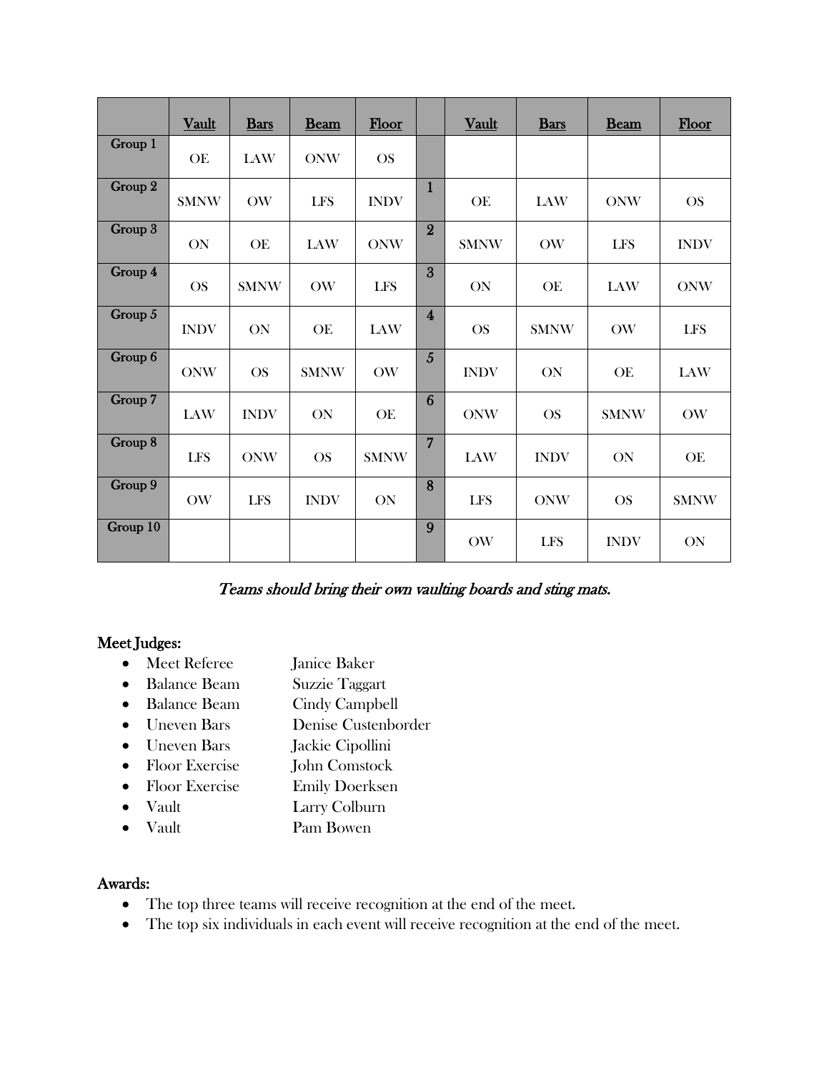| | Vault | Bars | Beam | Floor | | Vault | Bars | Beam | Floor |
|---|---|---|---|---|---|---|---|---|---|
| Group 1 | OE | LAW | ONW | OS | | | | | |
| Group 2 | SMNW | OW | LFS | INDV | 1 | OE | LAW | ONW | OS |
| Group 3 | ON | OE | LAW | ONW | 2 | SMNW | OW | LFS | INDV |
| Group 4 | OS | SMNW | OW | LFS | 3 | ON | OE | LAW | ONW |
| Group 5 | INDV | ON | OE | LAW | 4 | OS | SMNW | OW | LFS |
| Group 6 | ONW | OS | SMNW | OW | 5 | INDV | ON | OE | LAW |
| Group 7 | LAW | INDV | ON | OE | 6 | ONW | OS | SMNW | OW |
| Group 8 | LFS | ONW | OS | SMNW | 7 | LAW | INDV | ON | OE |
| Group 9 | OW | LFS | INDV | ON | 8 | LFS | ONW | OS | SMNW |
| Group 10 | | | | | 9 | OW | LFS | INDV | ON |

*Teams should bring their own vaulting boards and sting mats.*

**Meet Judges:**

- Meet Referee — Janice Baker
- Balance Beam — Suzzie Taggart
- Balance Beam — Cindy Campbell
- Uneven Bars — Denise Custenborder
- Uneven Bars — Jackie Cipollini
- Floor Exercise — John Comstock
- Floor Exercise — Emily Doerksen
- Vault — Larry Colburn
- Vault — Pam Bowen

**Awards:**

- The top three teams will receive recognition at the end of the meet.
- The top six individuals in each event will receive recognition at the end of the meet.